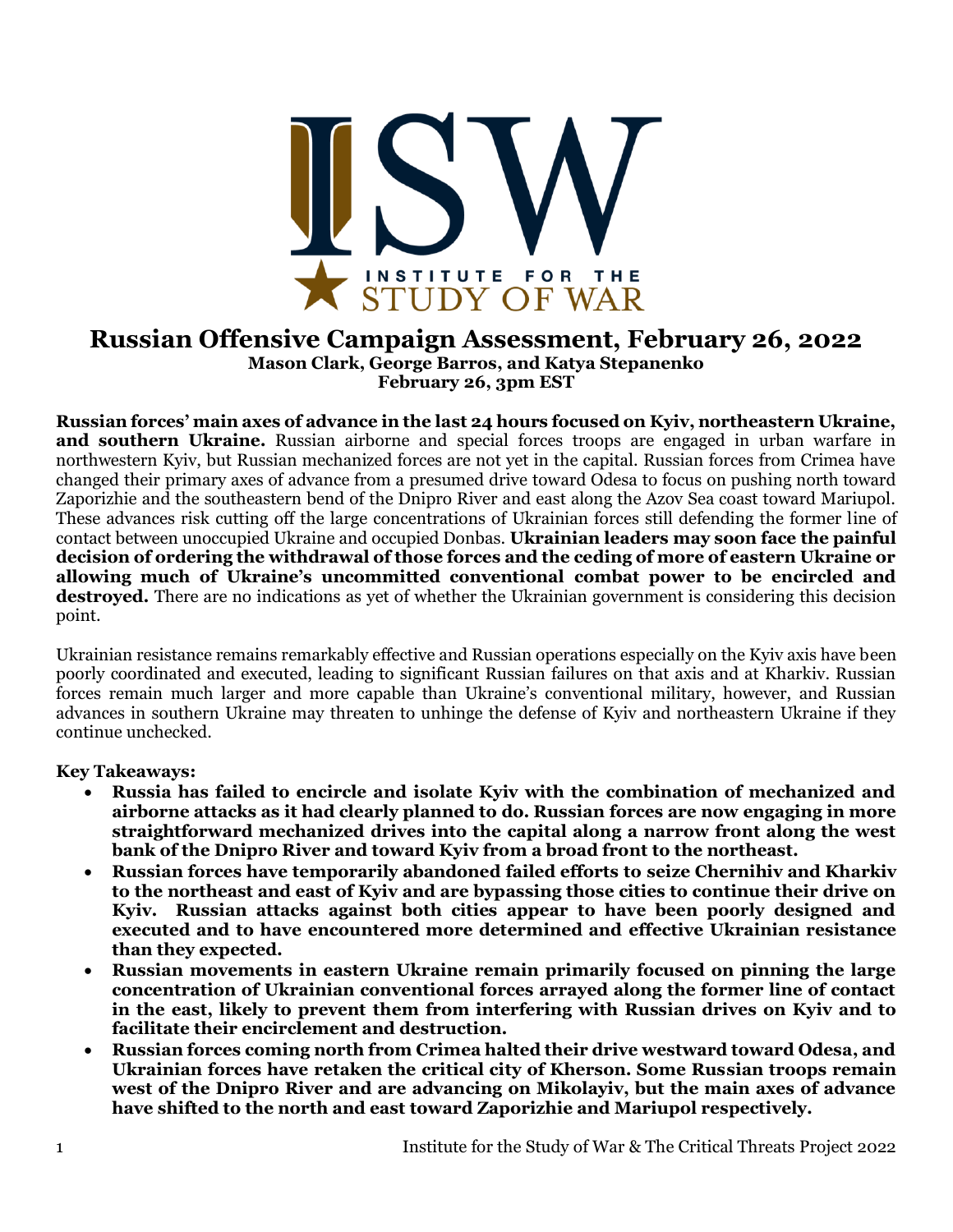# Russian Offensive Campaign Assessment, February 26, 2022

**Mason Clark, George Barros, and Katya Stepanenko**
**February 26, 3pm EST**

**Russian forces' main axes of advance in the last 24 hours focused on Kyiv, northeastern Ukraine, and southern Ukraine.** Russian airborne and special forces troops are engaged in urban warfare in northwestern Kyiv, but Russian mechanized forces are not yet in the capital. Russian forces from Crimea have changed their primary axes of advance from a presumed drive toward Odesa to focus on pushing north toward Zaporizhie and the southeastern bend of the Dnipro River and east along the Azov Sea coast toward Mariupol. These advances risk cutting off the large concentrations of Ukrainian forces still defending the former line of contact between unoccupied Ukraine and occupied Donbas. **Ukrainian leaders may soon face the painful decision of ordering the withdrawal of those forces and the ceding of more of eastern Ukraine or allowing much of Ukraine's uncommitted conventional combat power to be encircled and destroyed.** There are no indications as yet of whether the Ukrainian government is considering this decision point.

Ukrainian resistance remains remarkably effective and Russian operations especially on the Kyiv axis have been poorly coordinated and executed, leading to significant Russian failures on that axis and at Kharkiv. Russian forces remain much larger and more capable than Ukraine's conventional military, however, and Russian advances in southern Ukraine may threaten to unhinge the defense of Kyiv and northeastern Ukraine if they continue unchecked.

**Key Takeaways:**

- **Russia has failed to encircle and isolate Kyiv with the combination of mechanized and airborne attacks as it had clearly planned to do. Russian forces are now engaging in more straightforward mechanized drives into the capital along a narrow front along the west bank of the Dnipro River and toward Kyiv from a broad front to the northeast.**
- **Russian forces have temporarily abandoned failed efforts to seize Chernihiv and Kharkiv to the northeast and east of Kyiv and are bypassing those cities to continue their drive on Kyiv. Russian attacks against both cities appear to have been poorly designed and executed and to have encountered more determined and effective Ukrainian resistance than they expected.**
- **Russian movements in eastern Ukraine remain primarily focused on pinning the large concentration of Ukrainian conventional forces arrayed along the former line of contact in the east, likely to prevent them from interfering with Russian drives on Kyiv and to facilitate their encirclement and destruction.**
- **Russian forces coming north from Crimea halted their drive westward toward Odesa, and Ukrainian forces have retaken the critical city of Kherson. Some Russian troops remain west of the Dnipro River and are advancing on Mikolayiv, but the main axes of advance have shifted to the north and east toward Zaporizhie and Mariupol respectively.**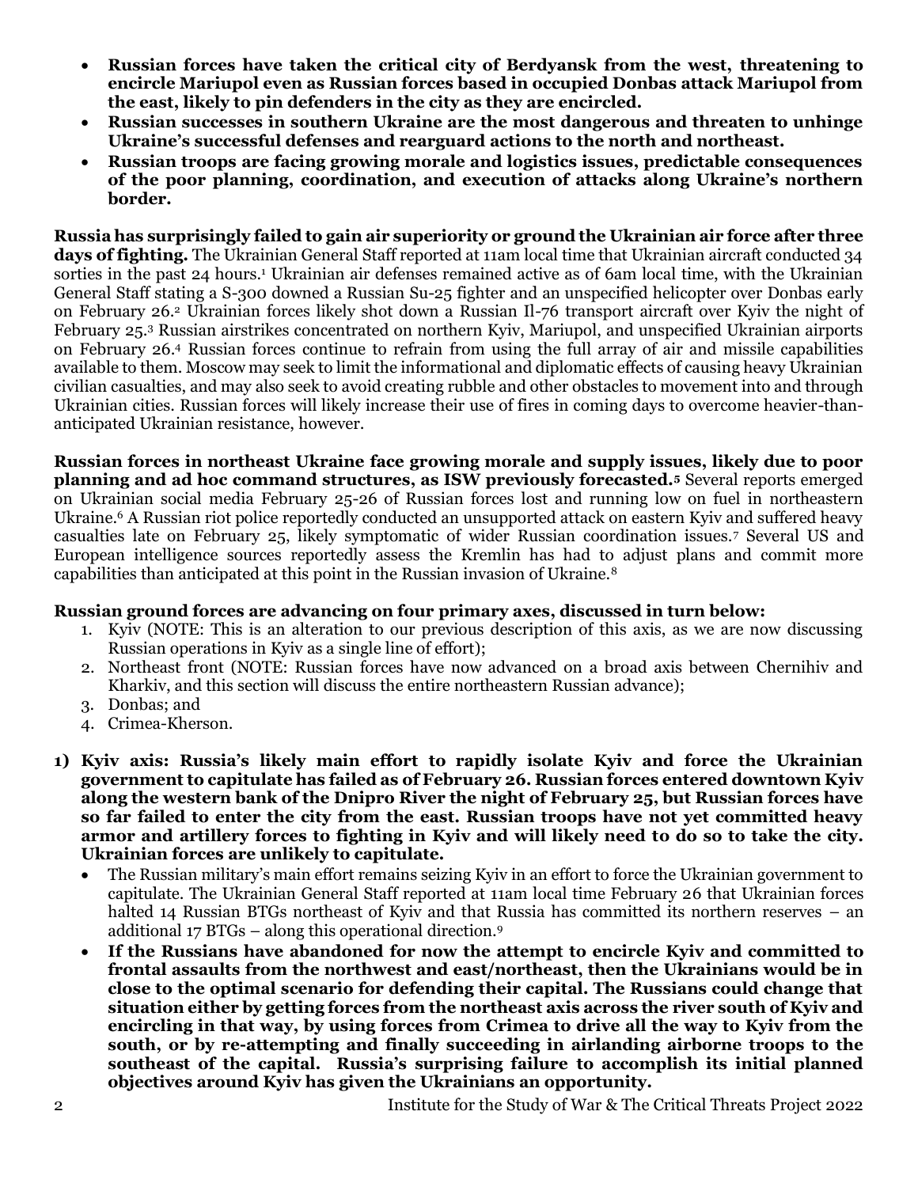- **Russian forces have taken the critical city of Berdyansk from the west, threatening to encircle Mariupol even as Russian forces based in occupied Donbas attack Mariupol from the east, likely to pin defenders in the city as they are encircled.**
- **Russian successes in southern Ukraine are the most dangerous and threaten to unhinge Ukraine's successful defenses and rearguard actions to the north and northeast.**
- **Russian troops are facing growing morale and logistics issues, predictable consequences of the poor planning, coordination, and execution of attacks along Ukraine's northern border.**

**Russia has surprisingly failed to gain air superiority or ground the Ukrainian air force after three days of fighting.** The Ukrainian General Staff reported at 11am local time that Ukrainian aircraft conducted 34 sorties in the past 24 hours.[1] Ukrainian air defenses remained active as of 6am local time, with the Ukrainian General Staff stating a S-300 downed a Russian Su-25 fighter and an unspecified helicopter over Donbas early on February 26.[2] Ukrainian forces likely shot down a Russian Il-76 transport aircraft over Kyiv the night of February 25.[3] Russian airstrikes concentrated on northern Kyiv, Mariupol, and unspecified Ukrainian airports on February 26.[4] Russian forces continue to refrain from using the full array of air and missile capabilities available to them. Moscow may seek to limit the informational and diplomatic effects of causing heavy Ukrainian civilian casualties, and may also seek to avoid creating rubble and other obstacles to movement into and through Ukrainian cities. Russian forces will likely increase their use of fires in coming days to overcome heavier-than-anticipated Ukrainian resistance, however.

**Russian forces in northeast Ukraine face growing morale and supply issues, likely due to poor planning and ad hoc command structures, as ISW previously forecasted.[5]** Several reports emerged on Ukrainian social media February 25-26 of Russian forces lost and running low on fuel in northeastern Ukraine.[6] A Russian riot police reportedly conducted an unsupported attack on eastern Kyiv and suffered heavy casualties late on February 25, likely symptomatic of wider Russian coordination issues.[7] Several US and European intelligence sources reportedly assess the Kremlin has had to adjust plans and commit more capabilities than anticipated at this point in the Russian invasion of Ukraine.[8]

**Russian ground forces are advancing on four primary axes, discussed in turn below:**

1. Kyiv (NOTE: This is an alteration to our previous description of this axis, as we are now discussing Russian operations in Kyiv as a single line of effort);
2. Northeast front (NOTE: Russian forces have now advanced on a broad axis between Chernihiv and Kharkiv, and this section will discuss the entire northeastern Russian advance);
3. Donbas; and
4. Crimea-Kherson.

**1) Kyiv axis: Russia's likely main effort to rapidly isolate Kyiv and force the Ukrainian government to capitulate has failed as of February 26. Russian forces entered downtown Kyiv along the western bank of the Dnipro River the night of February 25, but Russian forces have so far failed to enter the city from the east. Russian troops have not yet committed heavy armor and artillery forces to fighting in Kyiv and will likely need to do so to take the city. Ukrainian forces are unlikely to capitulate.**

- The Russian military's main effort remains seizing Kyiv in an effort to force the Ukrainian government to capitulate. The Ukrainian General Staff reported at 11am local time February 26 that Ukrainian forces halted 14 Russian BTGs northeast of Kyiv and that Russia has committed its northern reserves – an additional 17 BTGs – along this operational direction.[9]
- **If the Russians have abandoned for now the attempt to encircle Kyiv and committed to frontal assaults from the northwest and east/northeast, then the Ukrainians would be in close to the optimal scenario for defending their capital. The Russians could change that situation either by getting forces from the northeast axis across the river south of Kyiv and encircling in that way, by using forces from Crimea to drive all the way to Kyiv from the south, or by re-attempting and finally succeeding in airlanding airborne troops to the southeast of the capital. Russia's surprising failure to accomplish its initial planned objectives around Kyiv has given the Ukrainians an opportunity.**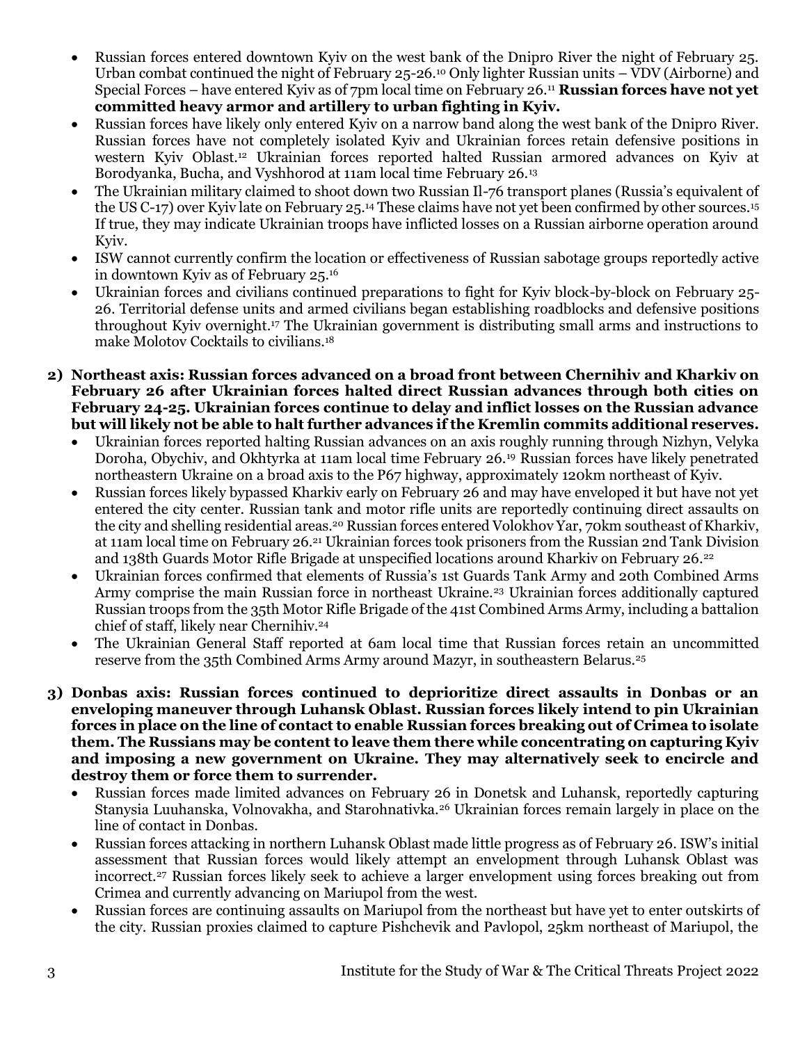- Russian forces entered downtown Kyiv on the west bank of the Dnipro River the night of February 25. Urban combat continued the night of February 25-26.[10] Only lighter Russian units – VDV (Airborne) and Special Forces – have entered Kyiv as of 7pm local time on February 26.[11] **Russian forces have not yet committed heavy armor and artillery to urban fighting in Kyiv.**
- Russian forces have likely only entered Kyiv on a narrow band along the west bank of the Dnipro River. Russian forces have not completely isolated Kyiv and Ukrainian forces retain defensive positions in western Kyiv Oblast.[12] Ukrainian forces reported halted Russian armored advances on Kyiv at Borodyanka, Bucha, and Vyshhorod at 11am local time February 26.[13]
- The Ukrainian military claimed to shoot down two Russian Il-76 transport planes (Russia's equivalent of the US C-17) over Kyiv late on February 25.[14] These claims have not yet been confirmed by other sources.[15] If true, they may indicate Ukrainian troops have inflicted losses on a Russian airborne operation around Kyiv.
- ISW cannot currently confirm the location or effectiveness of Russian sabotage groups reportedly active in downtown Kyiv as of February 25.[16]
- Ukrainian forces and civilians continued preparations to fight for Kyiv block-by-block on February 25-26. Territorial defense units and armed civilians began establishing roadblocks and defensive positions throughout Kyiv overnight.[17] The Ukrainian government is distributing small arms and instructions to make Molotov Cocktails to civilians.[18]

2) **Northeast axis: Russian forces advanced on a broad front between Chernihiv and Kharkiv on February 26 after Ukrainian forces halted direct Russian advances through both cities on February 24-25. Ukrainian forces continue to delay and inflict losses on the Russian advance but will likely not be able to halt further advances if the Kremlin commits additional reserves.**
   - Ukrainian forces reported halting Russian advances on an axis roughly running through Nizhyn, Velyka Doroha, Obychiv, and Okhtyrka at 11am local time February 26.[19] Russian forces have likely penetrated northeastern Ukraine on a broad axis to the P67 highway, approximately 120km northeast of Kyiv.
   - Russian forces likely bypassed Kharkiv early on February 26 and may have enveloped it but have not yet entered the city center. Russian tank and motor rifle units are reportedly continuing direct assaults on the city and shelling residential areas.[20] Russian forces entered Volokhov Yar, 70km southeast of Kharkiv, at 11am local time on February 26.[21] Ukrainian forces took prisoners from the Russian 2nd Tank Division and 138th Guards Motor Rifle Brigade at unspecified locations around Kharkiv on February 26.[22]
   - Ukrainian forces confirmed that elements of Russia's 1st Guards Tank Army and 20th Combined Arms Army comprise the main Russian force in northeast Ukraine.[23] Ukrainian forces additionally captured Russian troops from the 35th Motor Rifle Brigade of the 41st Combined Arms Army, including a battalion chief of staff, likely near Chernihiv.[24]
   - The Ukrainian General Staff reported at 6am local time that Russian forces retain an uncommitted reserve from the 35th Combined Arms Army around Mazyr, in southeastern Belarus.[25]

3) **Donbas axis: Russian forces continued to deprioritize direct assaults in Donbas or an enveloping maneuver through Luhansk Oblast. Russian forces likely intend to pin Ukrainian forces in place on the line of contact to enable Russian forces breaking out of Crimea to isolate them. The Russians may be content to leave them there while concentrating on capturing Kyiv and imposing a new government on Ukraine. They may alternatively seek to encircle and destroy them or force them to surrender.**
   - Russian forces made limited advances on February 26 in Donetsk and Luhansk, reportedly capturing Stanysia Luuhanska, Volnovakha, and Starohnativka.[26] Ukrainian forces remain largely in place on the line of contact in Donbas.
   - Russian forces attacking in northern Luhansk Oblast made little progress as of February 26. ISW's initial assessment that Russian forces would likely attempt an envelopment through Luhansk Oblast was incorrect.[27] Russian forces likely seek to achieve a larger envelopment using forces breaking out from Crimea and currently advancing on Mariupol from the west.
   - Russian forces are continuing assaults on Mariupol from the northeast but have yet to enter outskirts of the city. Russian proxies claimed to capture Pishchevik and Pavlopol, 25km northeast of Mariupol, the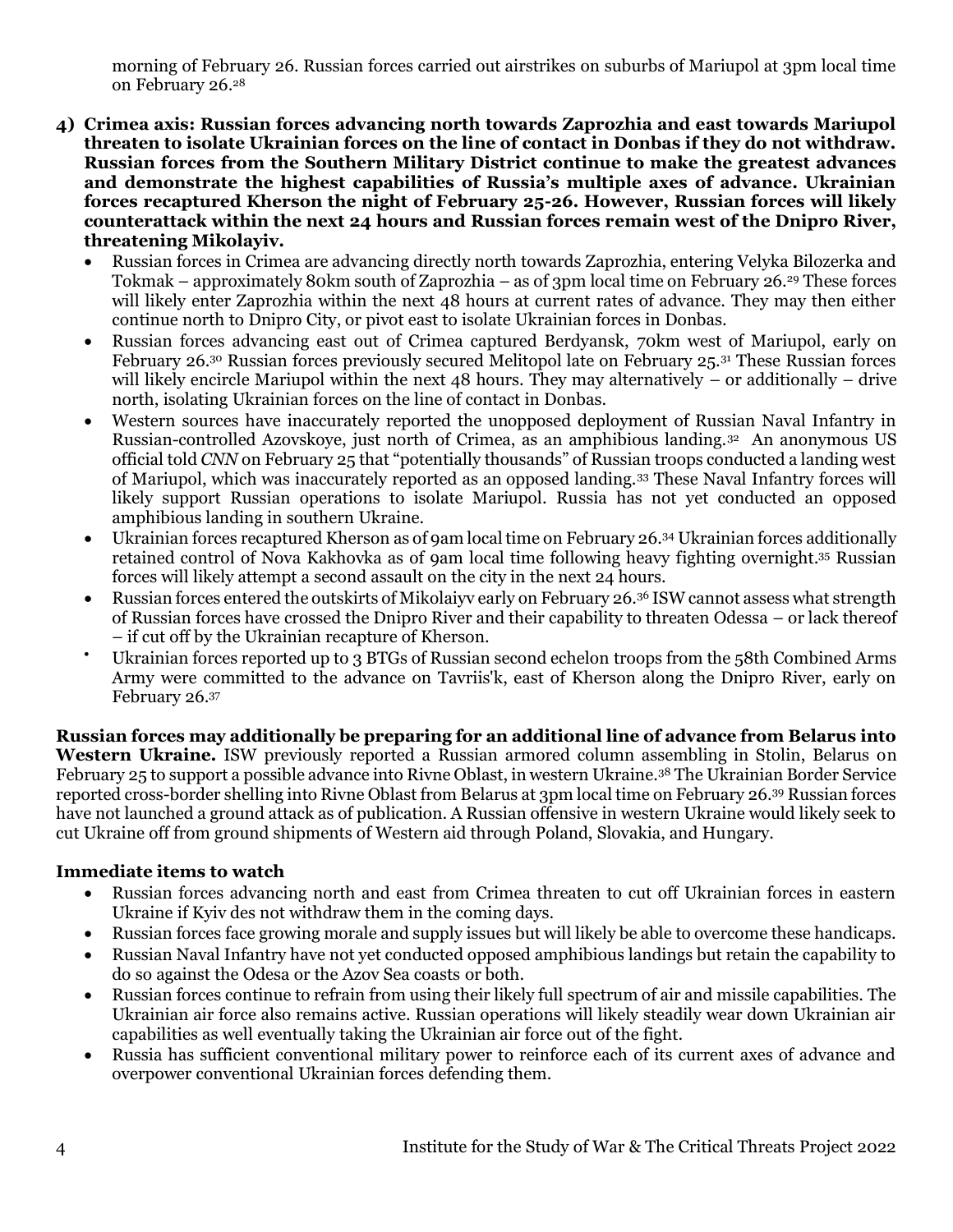morning of February 26. Russian forces carried out airstrikes on suburbs of Mariupol at 3pm local time on February 26.[28]

4) **Crimea axis: Russian forces advancing north towards Zaprozhia and east towards Mariupol threaten to isolate Ukrainian forces on the line of contact in Donbas if they do not withdraw. Russian forces from the Southern Military District continue to make the greatest advances and demonstrate the highest capabilities of Russia's multiple axes of advance. Ukrainian forces recaptured Kherson the night of February 25-26. However, Russian forces will likely counterattack within the next 24 hours and Russian forces remain west of the Dnipro River, threatening Mikolayiv.**
   - Russian forces in Crimea are advancing directly north towards Zaprozhia, entering Velyka Bilozerka and Tokmak – approximately 80km south of Zaprozhia – as of 3pm local time on February 26.[29] These forces will likely enter Zaprozhia within the next 48 hours at current rates of advance. They may then either continue north to Dnipro City, or pivot east to isolate Ukrainian forces in Donbas.
   - Russian forces advancing east out of Crimea captured Berdyansk, 70km west of Mariupol, early on February 26.[30] Russian forces previously secured Melitopol late on February 25.[31] These Russian forces will likely encircle Mariupol within the next 48 hours. They may alternatively – or additionally – drive north, isolating Ukrainian forces on the line of contact in Donbas.
   - Western sources have inaccurately reported the unopposed deployment of Russian Naval Infantry in Russian-controlled Azovskoye, just north of Crimea, as an amphibious landing.[32] An anonymous US official told *CNN* on February 25 that "potentially thousands" of Russian troops conducted a landing west of Mariupol, which was inaccurately reported as an opposed landing.[33] These Naval Infantry forces will likely support Russian operations to isolate Mariupol. Russia has not yet conducted an opposed amphibious landing in southern Ukraine.
   - Ukrainian forces recaptured Kherson as of 9am local time on February 26.[34] Ukrainian forces additionally retained control of Nova Kakhovka as of 9am local time following heavy fighting overnight.[35] Russian forces will likely attempt a second assault on the city in the next 24 hours.
   - Russian forces entered the outskirts of Mikolaiyv early on February 26.[36] ISW cannot assess what strength of Russian forces have crossed the Dnipro River and their capability to threaten Odessa – or lack thereof – if cut off by the Ukrainian recapture of Kherson.
   - Ukrainian forces reported up to 3 BTGs of Russian second echelon troops from the 58th Combined Arms Army were committed to the advance on Tavriis'k, east of Kherson along the Dnipro River, early on February 26.[37]

**Russian forces may additionally be preparing for an additional line of advance from Belarus into Western Ukraine.** ISW previously reported a Russian armored column assembling in Stolin, Belarus on February 25 to support a possible advance into Rivne Oblast, in western Ukraine.[38] The Ukrainian Border Service reported cross-border shelling into Rivne Oblast from Belarus at 3pm local time on February 26.[39] Russian forces have not launched a ground attack as of publication. A Russian offensive in western Ukraine would likely seek to cut Ukraine off from ground shipments of Western aid through Poland, Slovakia, and Hungary.

**Immediate items to watch**

- Russian forces advancing north and east from Crimea threaten to cut off Ukrainian forces in eastern Ukraine if Kyiv des not withdraw them in the coming days.
- Russian forces face growing morale and supply issues but will likely be able to overcome these handicaps.
- Russian Naval Infantry have not yet conducted opposed amphibious landings but retain the capability to do so against the Odesa or the Azov Sea coasts or both.
- Russian forces continue to refrain from using their likely full spectrum of air and missile capabilities. The Ukrainian air force also remains active. Russian operations will likely steadily wear down Ukrainian air capabilities as well eventually taking the Ukrainian air force out of the fight.
- Russia has sufficient conventional military power to reinforce each of its current axes of advance and overpower conventional Ukrainian forces defending them.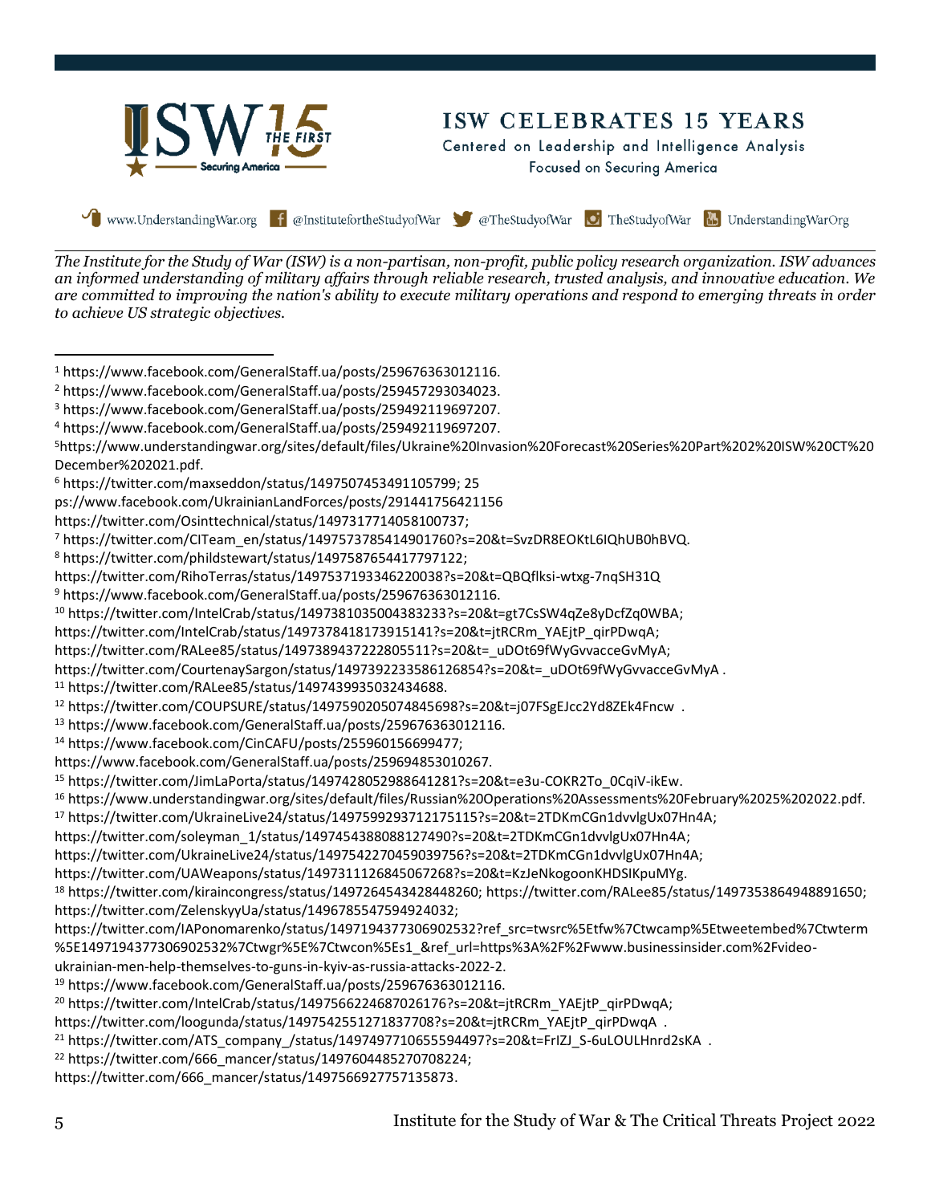ISW CELEBRATES 15 YEARS

Centered on Leadership and Intelligence Analysis

Focused on Securing America

www.UnderstandingWar.org @InstitutefortheStudyofWar @TheStudyofWar TheStudyofWar UnderstandingWarOrg

*The Institute for the Study of War (ISW) is a non-partisan, non-profit, public policy research organization. ISW advances an informed understanding of military affairs through reliable research, trusted analysis, and innovative education. We are committed to improving the nation's ability to execute military operations and respond to emerging threats in order to achieve US strategic objectives.*

---

[1] https://www.facebook.com/GeneralStaff.ua/posts/259676363012116.

[2] https://www.facebook.com/GeneralStaff.ua/posts/259457293034023.

[3] https://www.facebook.com/GeneralStaff.ua/posts/259492119697207.

[4] https://www.facebook.com/GeneralStaff.ua/posts/259492119697207.

[5] https://www.understandingwar.org/sites/default/files/Ukraine%20Invasion%20Forecast%20Series%20Part%202%20ISW%20CT%20December%202021.pdf.

[6] https://twitter.com/maxseddon/status/1497507453491105799; 25 ps://www.facebook.com/UkrainianLandForces/posts/291441756421156 https://twitter.com/Osinttechnical/status/1497317714058100737;

[7] https://twitter.com/CITeam_en/status/1497573785414901760?s=20&t=SvzDR8EOKtL6IQhUB0hBVQ.

[8] https://twitter.com/phildstewart/status/1497587654417797122; https://twitter.com/RihoTerras/status/1497537193346220038?s=20&t=QBQflksi-wtxg-7nqSH31Q

[9] https://www.facebook.com/GeneralStaff.ua/posts/259676363012116.

[10] https://twitter.com/IntelCrab/status/1497381035004383233?s=20&t=gt7CsSW4qZe8yDcfZq0WBA; https://twitter.com/IntelCrab/status/1497378418173915141?s=20&t=jtRCRm_YAEjtP_qirPDwqA; https://twitter.com/RALee85/status/1497389437222805511?s=20&t=_uDOt69fWyGvvacceGvMyA; https://twitter.com/CourtenaySargon/status/1497392233586126854?s=20&t=_uDOt69fWyGvvacceGvMyA .

[11] https://twitter.com/RALee85/status/1497439935032434688.

[12] https://twitter.com/COUPSURE/status/1497590205074845698?s=20&t=j07FSgEJcc2Yd8ZEk4Fncw .

[13] https://www.facebook.com/GeneralStaff.ua/posts/259676363012116.

[14] https://www.facebook.com/CinCAFU/posts/255960156699477; https://www.facebook.com/GeneralStaff.ua/posts/259694853010267.

[15] https://twitter.com/JimLaPorta/status/1497428052988641281?s=20&t=e3u-COKR2To_0CqiV-ikEw.

[16] https://www.understandingwar.org/sites/default/files/Russian%20Operations%20Assessments%20February%2025%202022.pdf.

[17] https://twitter.com/UkraineLive24/status/1497599293712175115?s=20&t=2TDKmCGn1dvvlgUx07Hn4A; https://twitter.com/soleyman_1/status/1497454388088127490?s=20&t=2TDKmCGn1dvvlgUx07Hn4A; https://twitter.com/UkraineLive24/status/1497542270459039756?s=20&t=2TDKmCGn1dvvlgUx07Hn4A; https://twitter.com/UAWeapons/status/1497311126845067268?s=20&t=KzJeNkogoonKHDSIKpuMYg.

[18] https://twitter.com/kiraincongress/status/1497264543428448260; https://twitter.com/RALee85/status/1497353864948891650; https://twitter.com/ZelenskyyUa/status/1496785547594924032; https://twitter.com/IAPonomarenko/status/1497194377306902532?ref_src=twsrc%5Etfw%7Ctwcamp%5Etweetembed%7Ctwterm%5E1497194377306902532%7Ctwgr%5E%7Ctwcon%5Es1_&ref_url=https%3A%2F%2Fwww.businessinsider.com%2Fvideo-ukrainian-men-help-themselves-to-guns-in-kyiv-as-russia-attacks-2022-2.

[19] https://www.facebook.com/GeneralStaff.ua/posts/259676363012116.

[20] https://twitter.com/IntelCrab/status/1497566224687026176?s=20&t=jtRCRm_YAEjtP_qirPDwqA; https://twitter.com/loogunda/status/1497542551271837708?s=20&t=jtRCRm_YAEjtP_qirPDwqA .

[21] https://twitter.com/ATS_company_/status/1497497710655594497?s=20&t=FrIZJ_S-6uLOULHnrd2sKA .

[22] https://twitter.com/666_mancer/status/1497604485270708224; https://twitter.com/666_mancer/status/1497566927757135873.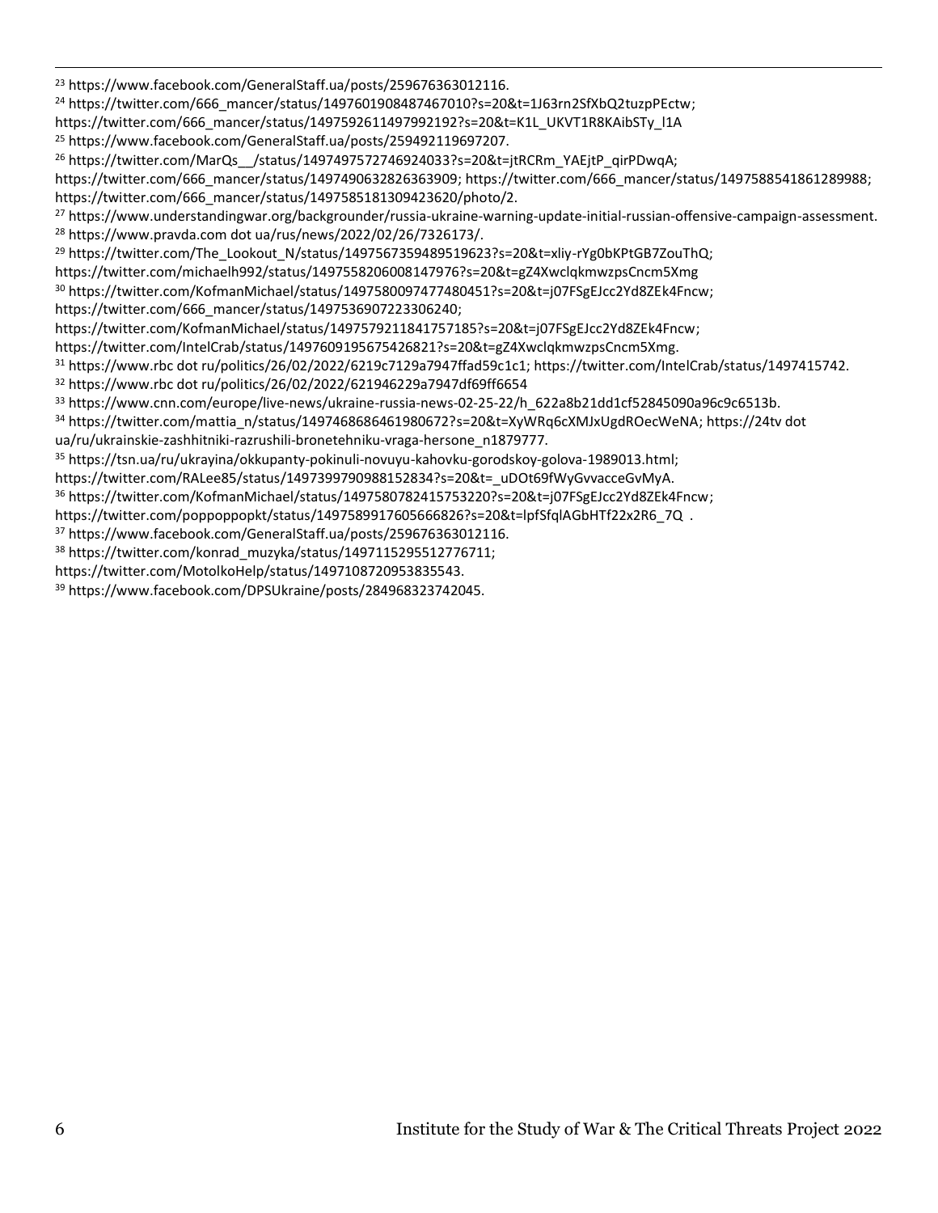[23] https://www.facebook.com/GeneralStaff.ua/posts/259676363012116.

[24] https://twitter.com/666_mancer/status/1497601908487467010?s=20&t=1J63rn2SfXbQ2tuzpPEctw; https://twitter.com/666_mancer/status/1497592611497992192?s=20&t=K1L_UKVT1R8KAibSTy_l1A

[25] https://www.facebook.com/GeneralStaff.ua/posts/259492119697207.

[26] https://twitter.com/MarQs__/status/1497497572746924033?s=20&t=jtRCRm_YAEjtP_qirPDwqA; https://twitter.com/666_mancer/status/1497490632826363909; https://twitter.com/666_mancer/status/1497588541861289988; https://twitter.com/666_mancer/status/1497585181309423620/photo/2.

[27] https://www.understandingwar.org/backgrounder/russia-ukraine-warning-update-initial-russian-offensive-campaign-assessment.

[28] https://www.pravda.com dot ua/rus/news/2022/02/26/7326173/.

[29] https://twitter.com/The_Lookout_N/status/1497567359489519623?s=20&t=xliy-rYg0bKPtGB7ZouThQ; https://twitter.com/michaelh992/status/1497558206008147976?s=20&t=gZ4XwclqkmwzpsCncm5Xmg

[30] https://twitter.com/KofmanMichael/status/1497580097477480451?s=20&t=j07FSgEJcc2Yd8ZEk4Fncw; https://twitter.com/666_mancer/status/1497536907223306240; https://twitter.com/KofmanMichael/status/1497579211841757185?s=20&t=j07FSgEJcc2Yd8ZEk4Fncw; https://twitter.com/IntelCrab/status/1497609195675426821?s=20&t=gZ4XwclqkmwzpsCncm5Xmg.

[31] https://www.rbc dot ru/politics/26/02/2022/6219c7129a7947ffad59c1c1; https://twitter.com/IntelCrab/status/1497415742.

[32] https://www.rbc dot ru/politics/26/02/2022/621946229a7947df69ff6654

[33] https://www.cnn.com/europe/live-news/ukraine-russia-news-02-25-22/h_622a8b21dd1cf52845090a96c9c6513b.

[34] https://twitter.com/mattia_n/status/1497468686461980672?s=20&t=XyWRq6cXMJxUgdROecWeNA; https://24tv dot ua/ru/ukrainskie-zashhitniki-razrushili-bronetehniku-vraga-hersone_n1879777.

[35] https://tsn.ua/ru/ukrayina/okkupanty-pokinuli-novuyu-kahovku-gorodskoy-golova-1989013.html; https://twitter.com/RALee85/status/1497399790988152834?s=20&t=_uDOt69fWyGvvacceGvMyA.

[36] https://twitter.com/KofmanMichael/status/1497580782415753220?s=20&t=j07FSgEJcc2Yd8ZEk4Fncw; https://twitter.com/poppoppopkt/status/1497589917605666826?s=20&t=lpfSfqlAGbHTf22x2R6_7Q .

[37] https://www.facebook.com/GeneralStaff.ua/posts/259676363012116.

[38] https://twitter.com/konrad_muzyka/status/1497115295512776711; https://twitter.com/MotolkoHelp/status/1497108720953835543.

[39] https://www.facebook.com/DPSUkraine/posts/284968323742045.